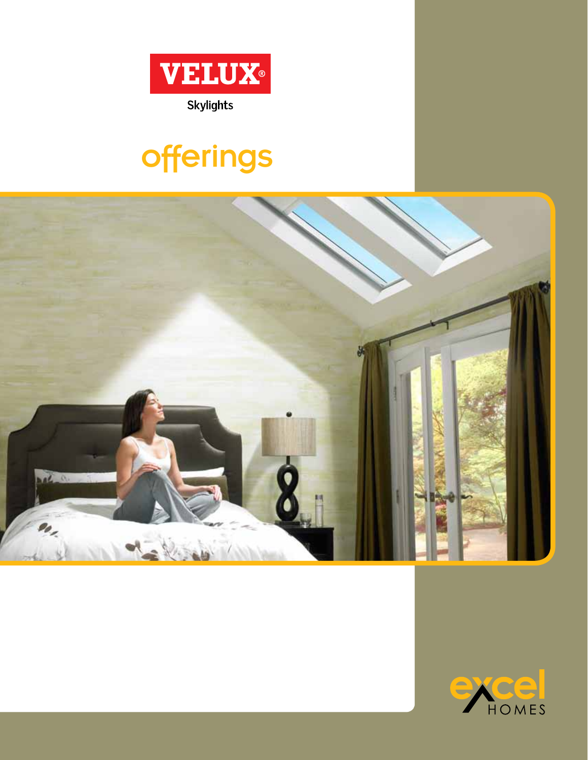VELUX®

Skylights

# offerings

excel HOMES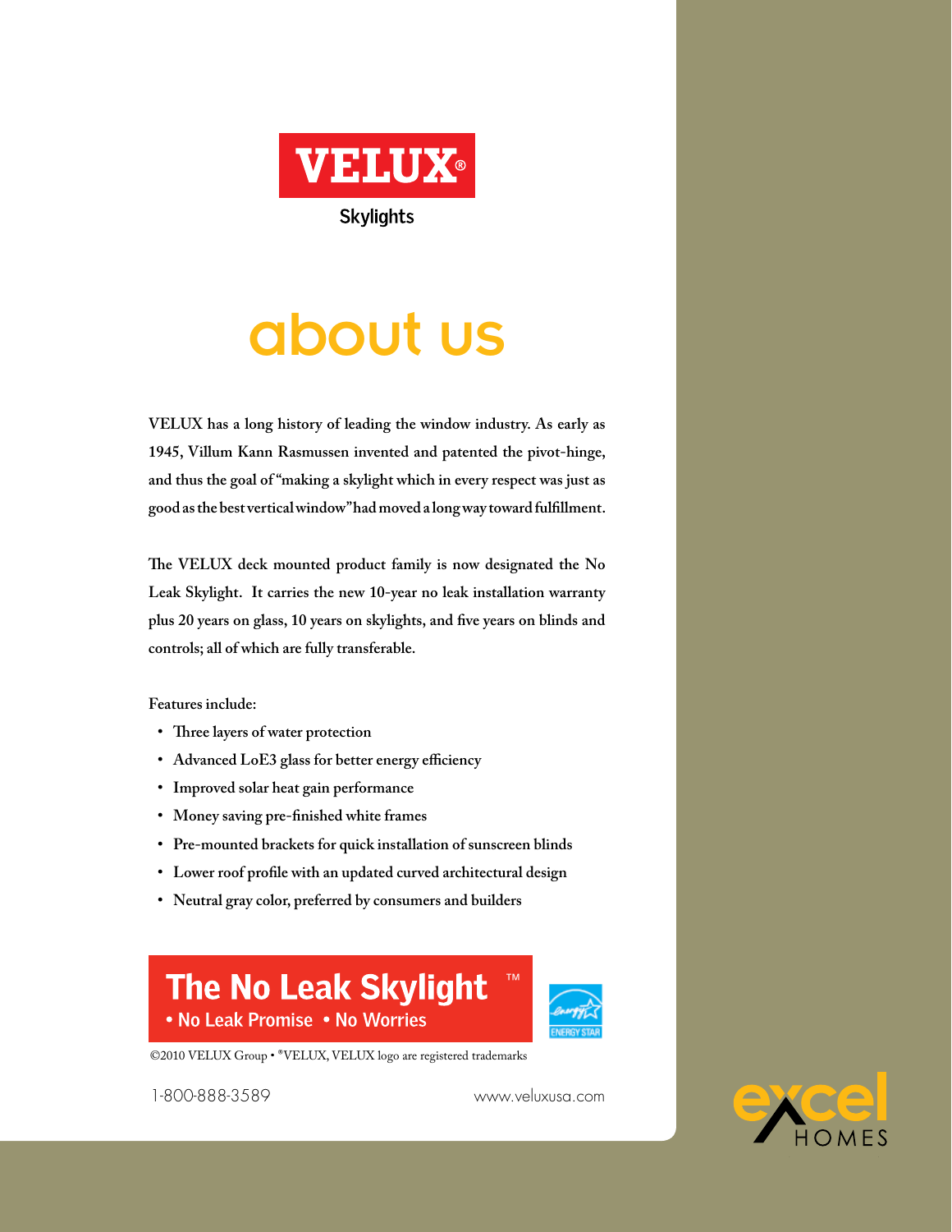VELUX®

Skylights

# about us

VELUX has a long history of leading the window industry. As early as 1945, Villum Kann Rasmussen invented and patented the pivot-hinge, and thus the goal of "making a skylight which in every respect was just as good as the best vertical window" had moved a long way toward fulfillment.

The VELUX deck mounted product family is now designated the No Leak Skylight. It carries the new 10-year no leak installation warranty plus 20 years on glass, 10 years on skylights, and five years on blinds and controls; all of which are fully transferable.

Features include:

- Three layers of water protection
- Advanced LoE3 glass for better energy efficiency
- Improved solar heat gain performance
- Money saving pre-finished white frames
- Pre-mounted brackets for quick installation of sunscreen blinds
- Lower roof profile with an updated curved architectural design
- Neutral gray color, preferred by consumers and builders

**The No Leak Skylight™**
**• No Leak Promise • No Worries**

ENERGY STAR

©2010 VELUX Group • ®VELUX, VELUX logo are registered trademarks

1-800-888-3589 www.veluxusa.com

excel HOMES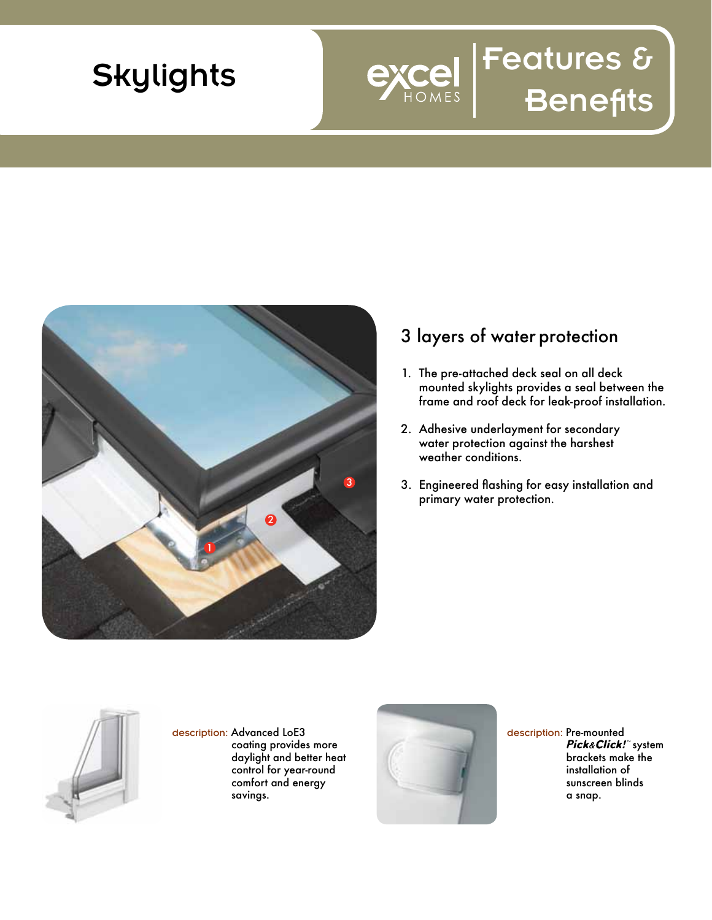# Skylights

excel HOMES | Features & Benefits

## 3 layers of water protection

1. The pre-attached deck seal on all deck mounted skylights provides a seal between the frame and roof deck for leak-proof installation.
2. Adhesive underlayment for secondary water protection against the harshest weather conditions.
3. Engineered flashing for easy installation and primary water protection.

description: Advanced LoE3 coating provides more daylight and better heat control for year-round comfort and energy savings.

description: Pre-mounted ***Pick&Click!***™ system brackets make the installation of sunscreen blinds a snap.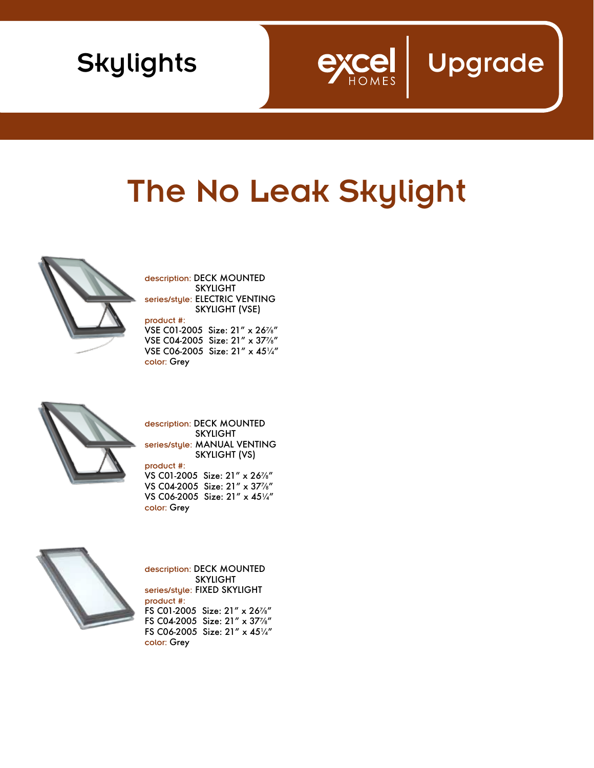# Skylights

excel HOMES | Upgrade

## The No Leak Skylight

description: DECK MOUNTED SKYLIGHT
series/style: ELECTRIC VENTING SKYLIGHT (VSE)
product #:
VSE C01-2005 Size: 21″ x 26⅞″
VSE C04-2005 Size: 21″ x 37⅞″
VSE C06-2005 Size: 21″ x 45¼″
color: Grey

description: DECK MOUNTED SKYLIGHT
series/style: MANUAL VENTING SKYLIGHT (VS)
product #:
VS C01-2005 Size: 21″ x 26⅞″
VS C04-2005 Size: 21″ x 37⅞″
VS C06-2005 Size: 21″ x 45¼″
color: Grey

description: DECK MOUNTED SKYLIGHT
series/style: FIXED SKYLIGHT
product #:
FS C01-2005 Size: 21″ x 26⅞″
FS C04-2005 Size: 21″ x 37⅞″
FS C06-2005 Size: 21″ x 45¼″
color: Grey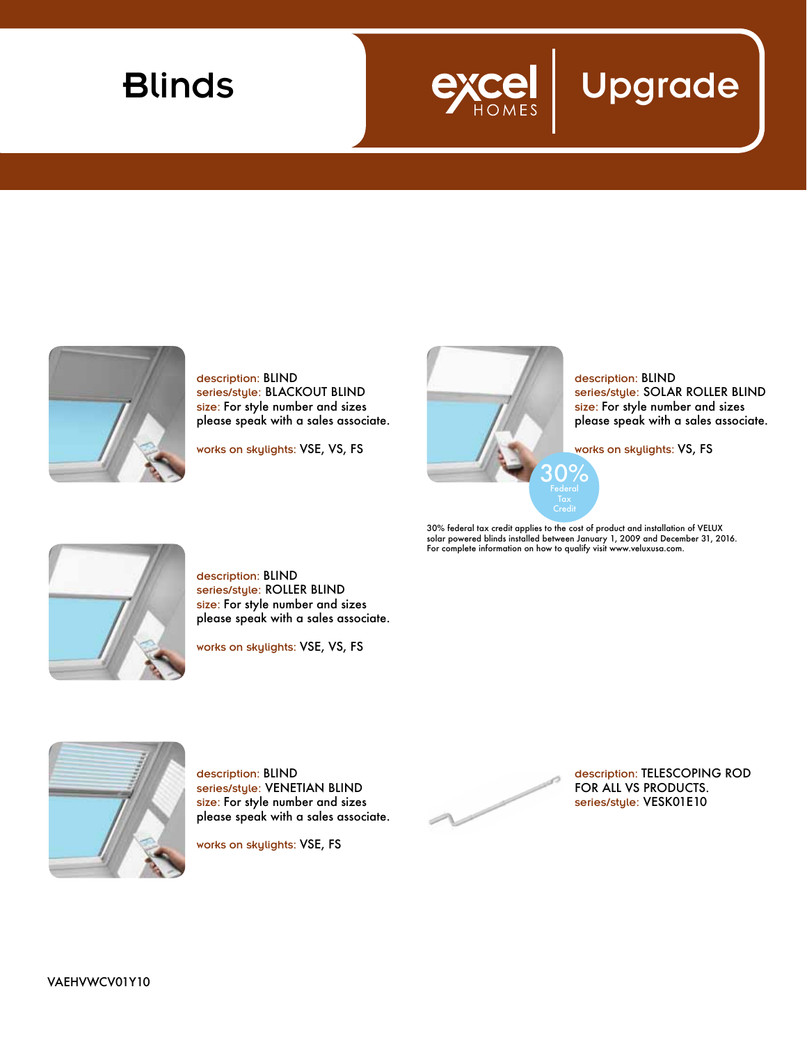# Blinds

excel HOMES | Upgrade

description: BLIND
series/style: BLACKOUT BLIND
size: For style number and sizes please speak with a sales associate.

works on skylights: VSE, VS, FS

description: BLIND
series/style: SOLAR ROLLER BLIND
size: For style number and sizes please speak with a sales associate.

works on skylights: VS, FS

30% Federal Tax Credit

30% federal tax credit applies to the cost of product and installation of VELUX solar powered blinds installed between January 1, 2009 and December 31, 2016. For complete information on how to qualify visit www.veluxusa.com.

description: BLIND
series/style: ROLLER BLIND
size: For style number and sizes please speak with a sales associate.

works on skylights: VSE, VS, FS

description: BLIND
series/style: VENETIAN BLIND
size: For style number and sizes please speak with a sales associate.

works on skylights: VSE, FS

description: TELESCOPING ROD FOR ALL VS PRODUCTS.
series/style: VESK01E10

VAEHVWCV01Y10